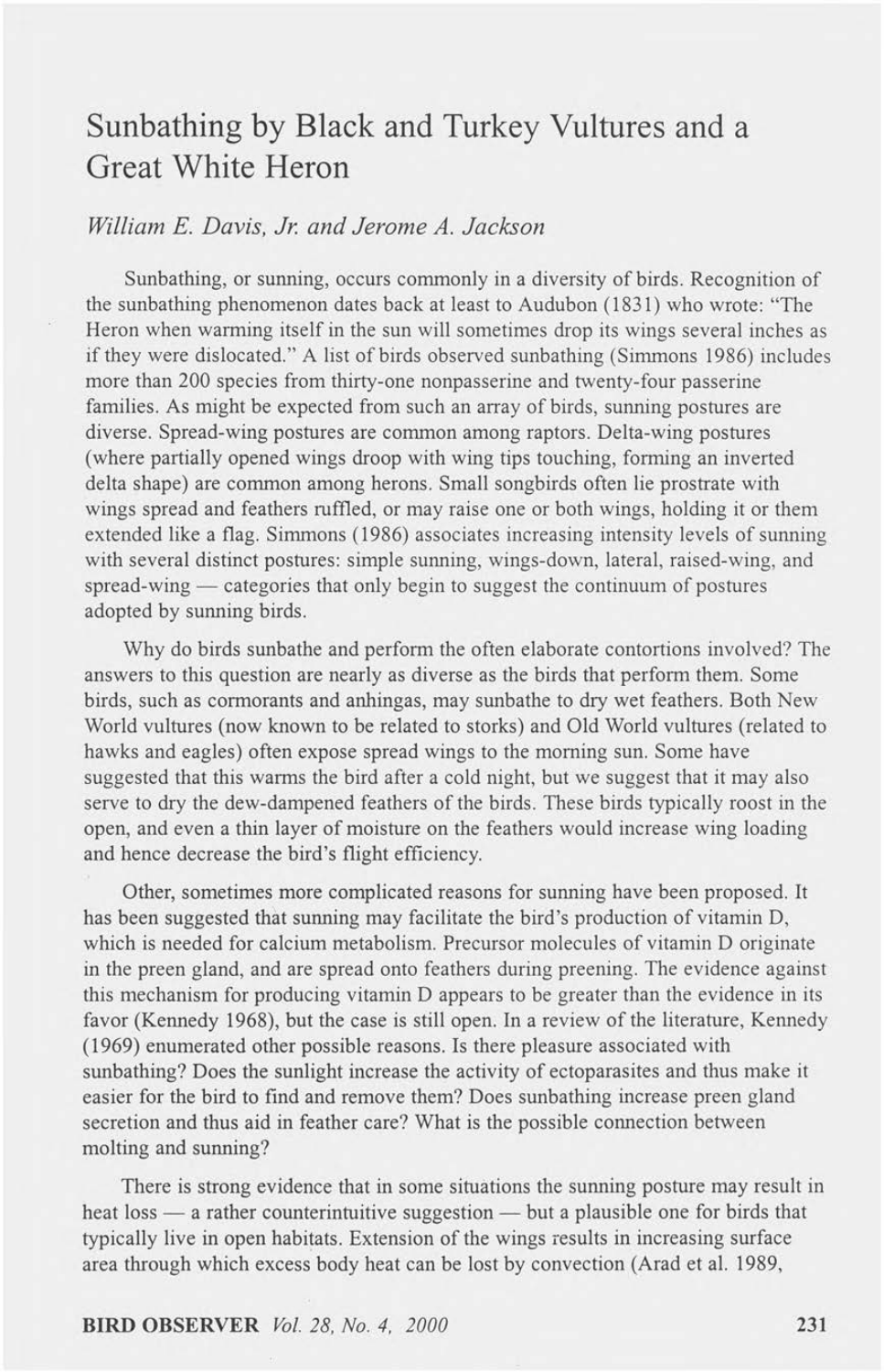# Sunbathing by Black and Turkey Vultures and a Great White Heron

*William E. Davis, Jr. and Jerome A. Jackson*

Sunbathing, or sunning, occurs commonly in a diversity of birds. Recognition of the sunbathing phenomenon dates back at least to Audubon (1831) who wrote: "The Heron when warming itself in the sun will sometimes drop its wings several inches as if they were dislocated." A list of birds observed sunbathing (Simmons 1986) includes more than 200 species from thirty-one nonpasserine and twenty-four passerine families. As might be expected from such an array of birds, sunning postures are diverse. Spread-wing postures are common among raptors. Delta-wing postures (where partially opened wings droop with wing tips touching, forming an inverted delta shape) are common among herons. Small songbirds often lie prostrate with wings spread and feathers ruffled, or may raise one or both wings, holding it or them extended like a flag. Simmons (1986) associates increasing intensity levels of sunning with several distinct postures: simple sunning, wings-down, lateral, raised-wing, and spread-wing — categories that only begin to suggest the continuum of postures adopted by sunning birds.

Why do birds sunbathe and perform the often elaborate contortions involved? The answers to this question are nearly as diverse as the birds that perform them. Some birds, such as cormorants and anhingas, may sunbathe to dry wet feathers. Both New World vultures (now known to be related to storks) and Old World vultures (related to hawks and eagles) often expose spread wings to the morning sun. Some have suggested that this warms the bird after a cold night, but we suggest that it may also serve to dry the dew-dampened feathers of the birds. These birds typically roost in the open, and even a thin layer of moisture on the feathers would increase wing loading and hence decrease the bird's flight efficiency.

Other, sometimes more complicated reasons for sunning have been proposed. It has been suggested that sunning may facilitate the bird's production of vitamin D, which is needed for calcium metabolism. Precursor molecules of vitamin D originate in the preen gland, and are spread onto feathers during preening. The evidence against this mechanism for producing vitamin D appears to be greater than the evidence in its favor (Kennedy 1968), but the case is still open. In a review of the literature, Kennedy (1969) enumerated other possible reasons. Is there pleasure associated with sunbathing? Does the sunlight increase the activity of ectoparasites and thus make it easier for the bird to find and remove them? Does sunbathing increase preen gland secretion and thus aid in feather care? What is the possible connection between molting and sunning?

There is strong evidence that in some situations the sunning posture may result in heat loss — a rather counterintuitive suggestion — but a plausible one for birds that typically live in open habitats. Extension of the wings results in increasing surface area through which excess body heat can be lost by convection (Arad et al. 1989,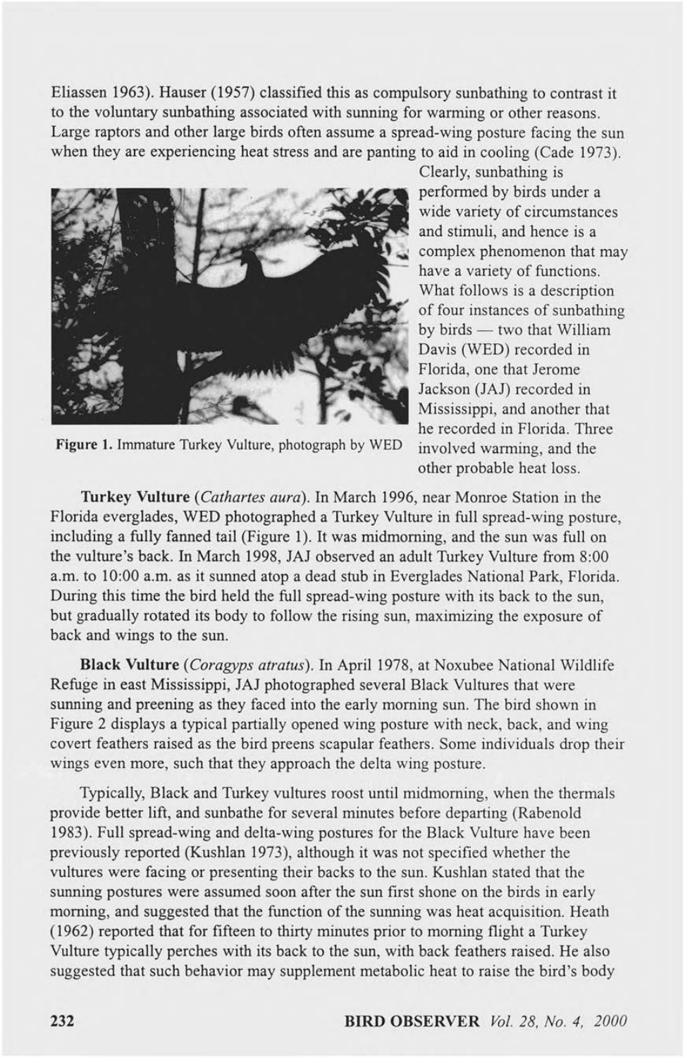Eliassen 1963). Hauser (1957) classified this as compulsory sunbathing to contrast it to the voluntary sunbathing associated with sunning for warming or other reasons. Large raptors and other large birds often assume a spread-wing posture facing the sun when they are experiencing heat stress and are panting to aid in cooling (Cade 1973). Clearly, sunbathing is performed by birds under a wide variety of circumstances and stimuli, and hence is a complex phenomenon that may have a variety of functions. What follows is a description of four instances of sunbathing by birds — two that William Davis (WED) recorded in Florida, one that Jerome Jackson (JAJ) recorded in Mississippi, and another that he recorded in Florida. Three involved warming, and the other probable heat loss.

**Figure 1.** Immature Turkey Vulture, photograph by WED

**Turkey Vulture** (*Cathartes aura*). In March 1996, near Monroe Station in the Florida everglades, WED photographed a Turkey Vulture in full spread-wing posture, including a fully fanned tail (Figure 1). It was midmorning, and the sun was full on the vulture's back. In March 1998, JAJ observed an adult Turkey Vulture from 8:00 a.m. to 10:00 a.m. as it sunned atop a dead stub in Everglades National Park, Florida. During this time the bird held the full spread-wing posture with its back to the sun, but gradually rotated its body to follow the rising sun, maximizing the exposure of back and wings to the sun.

**Black Vulture** (*Coragyps atratus*). In April 1978, at Noxubee National Wildlife Refuge in east Mississippi, JAJ photographed several Black Vultures that were sunning and preening as they faced into the early morning sun. The bird shown in Figure 2 displays a typical partially opened wing posture with neck, back, and wing covert feathers raised as the bird preens scapular feathers. Some individuals drop their wings even more, such that they approach the delta wing posture.

Typically, Black and Turkey vultures roost until midmorning, when the thermals provide better lift, and sunbathe for several minutes before departing (Rabenold 1983). Full spread-wing and delta-wing postures for the Black Vulture have been previously reported (Kushlan 1973), although it was not specified whether the vultures were facing or presenting their backs to the sun. Kushlan stated that the sunning postures were assumed soon after the sun first shone on the birds in early morning, and suggested that the function of the sunning was heat acquisition. Heath (1962) reported that for fifteen to thirty minutes prior to morning flight a Turkey Vulture typically perches with its back to the sun, with back feathers raised. He also suggested that such behavior may supplement metabolic heat to raise the bird's body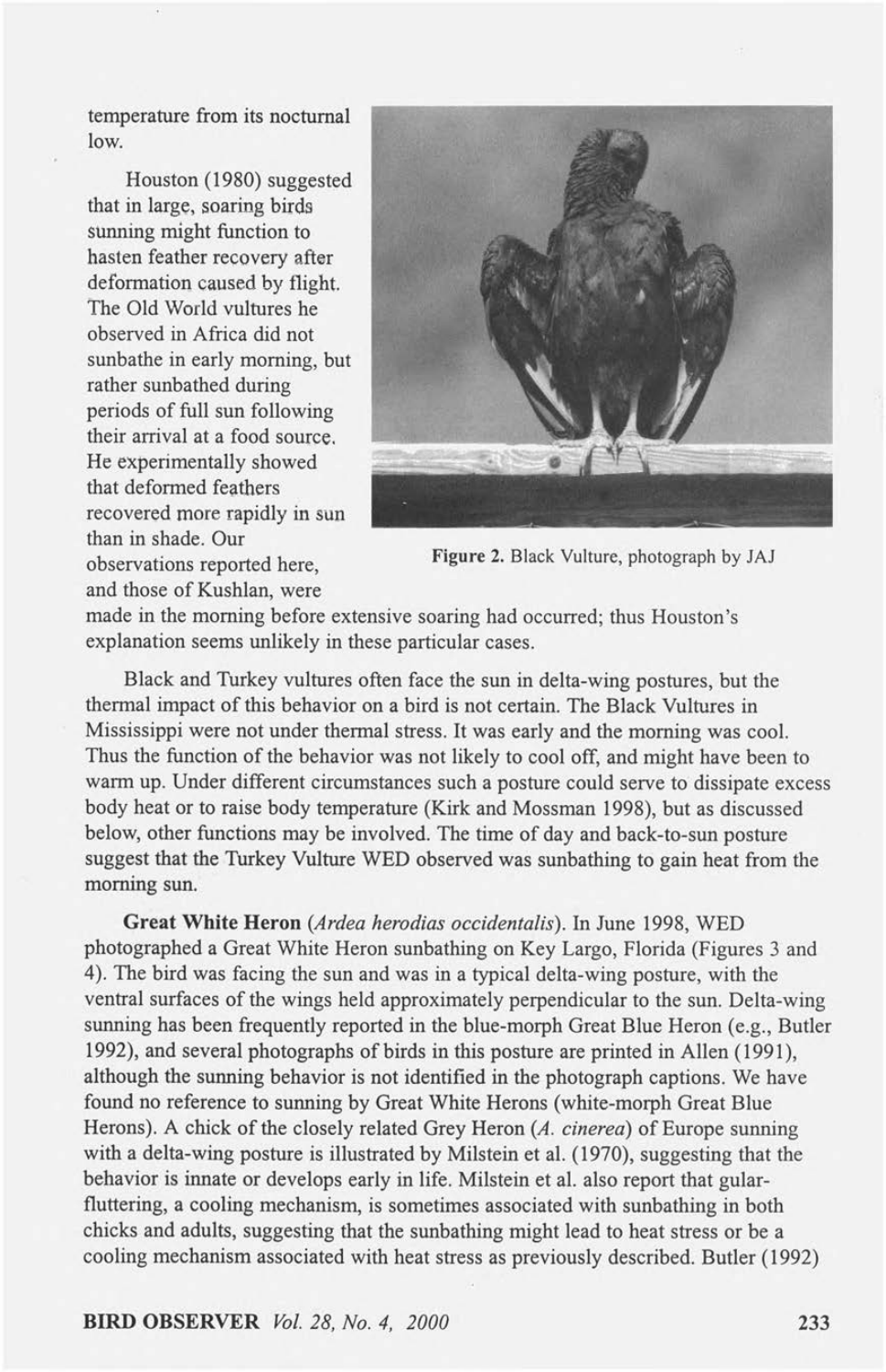temperature from its nocturnal low.

Houston (1980) suggested that in large, soaring birds sunning might function to hasten feather recovery after deformation caused by flight. The Old World vultures he observed in Africa did not sunbathe in early morning, but rather sunbathed during periods of full sun following their arrival at a food source. He experimentally showed that deformed feathers recovered more rapidly in sun than in shade. Our observations reported here, and those of Kushlan, were made in the morning before extensive soaring had occurred; thus Houston's explanation seems unlikely in these particular cases.

Figure 2. Black Vulture, photograph by JAJ

Black and Turkey vultures often face the sun in delta-wing postures, but the thermal impact of this behavior on a bird is not certain. The Black Vultures in Mississippi were not under thermal stress. It was early and the morning was cool. Thus the function of the behavior was not likely to cool off, and might have been to warm up. Under different circumstances such a posture could serve to dissipate excess body heat or to raise body temperature (Kirk and Mossman 1998), but as discussed below, other functions may be involved. The time of day and back-to-sun posture suggest that the Turkey Vulture WED observed was sunbathing to gain heat from the morning sun.

**Great White Heron** (*Ardea herodias occidentalis*). In June 1998, WED photographed a Great White Heron sunbathing on Key Largo, Florida (Figures 3 and 4). The bird was facing the sun and was in a typical delta-wing posture, with the ventral surfaces of the wings held approximately perpendicular to the sun. Delta-wing sunning has been frequently reported in the blue-morph Great Blue Heron (e.g., Butler 1992), and several photographs of birds in this posture are printed in Allen (1991), although the sunning behavior is not identified in the photograph captions. We have found no reference to sunning by Great White Herons (white-morph Great Blue Herons). A chick of the closely related Grey Heron (*A. cinerea*) of Europe sunning with a delta-wing posture is illustrated by Milstein et al. (1970), suggesting that the behavior is innate or develops early in life. Milstein et al. also report that gular-fluttering, a cooling mechanism, is sometimes associated with sunbathing in both chicks and adults, suggesting that the sunbathing might lead to heat stress or be a cooling mechanism associated with heat stress as previously described. Butler (1992)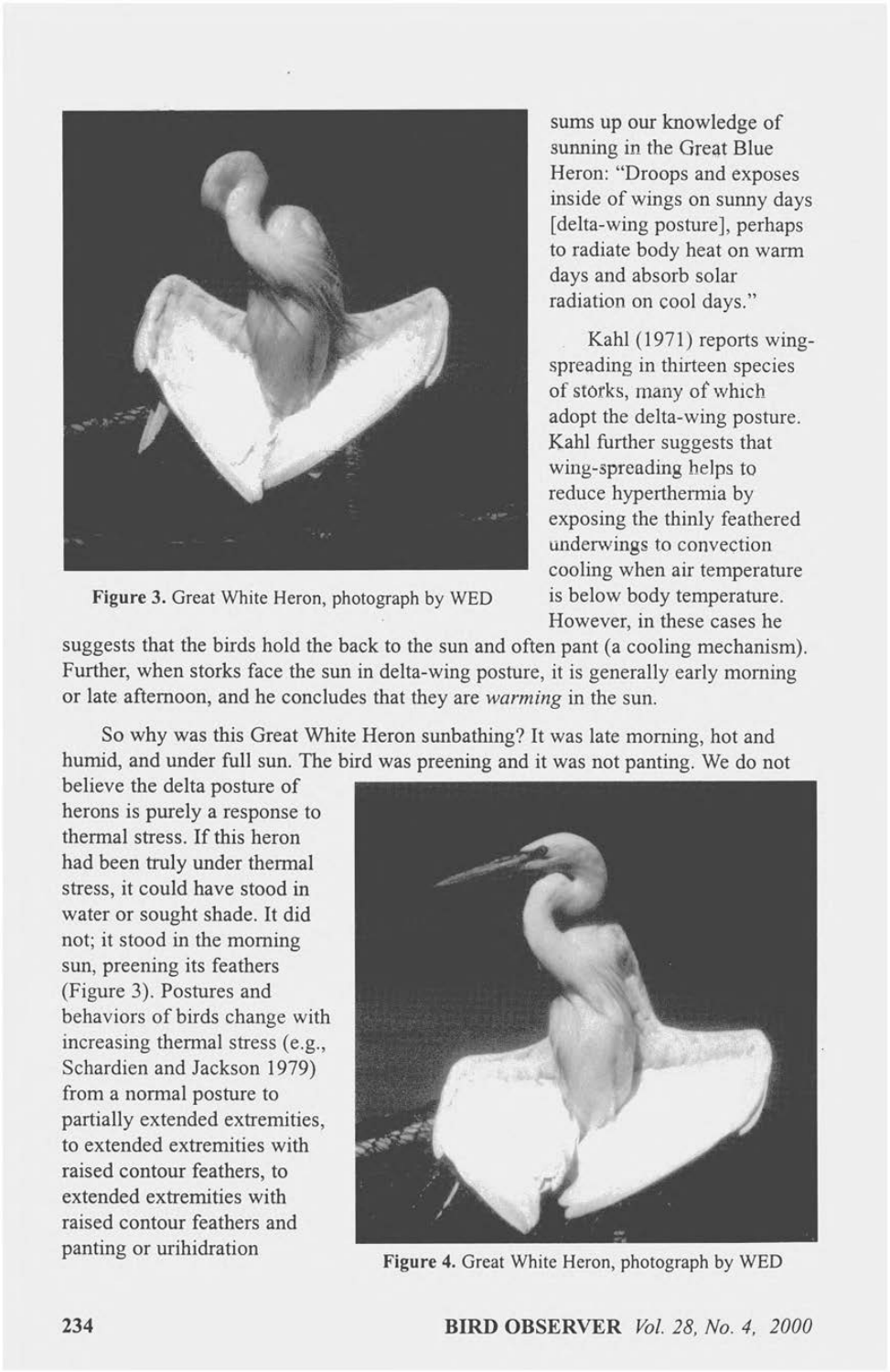sums up our knowledge of sunning in the Great Blue Heron: "Droops and exposes inside of wings on sunny days [delta-wing posture], perhaps to radiate body heat on warm days and absorb solar radiation on cool days."

Figure 3. Great White Heron, photograph by WED

Kahl (1971) reports wing-spreading in thirteen species of storks, many of which adopt the delta-wing posture. Kahl further suggests that wing-spreading helps to reduce hyperthermia by exposing the thinly feathered underwings to convection cooling when air temperature is below body temperature. However, in these cases he suggests that the birds hold the back to the sun and often pant (a cooling mechanism). Further, when storks face the sun in delta-wing posture, it is generally early morning or late afternoon, and he concludes that they are *warming* in the sun.

So why was this Great White Heron sunbathing? It was late morning, hot and humid, and under full sun. The bird was preening and it was not panting. We do not believe the delta posture of herons is purely a response to thermal stress. If this heron had been truly under thermal stress, it could have stood in water or sought shade. It did not; it stood in the morning sun, preening its feathers (Figure 3). Postures and behaviors of birds change with increasing thermal stress (e.g., Schardien and Jackson 1979) from a normal posture to partially extended extremities, to extended extremities with raised contour feathers, to extended extremities with raised contour feathers and panting or urihidration

Figure 4. Great White Heron, photograph by WED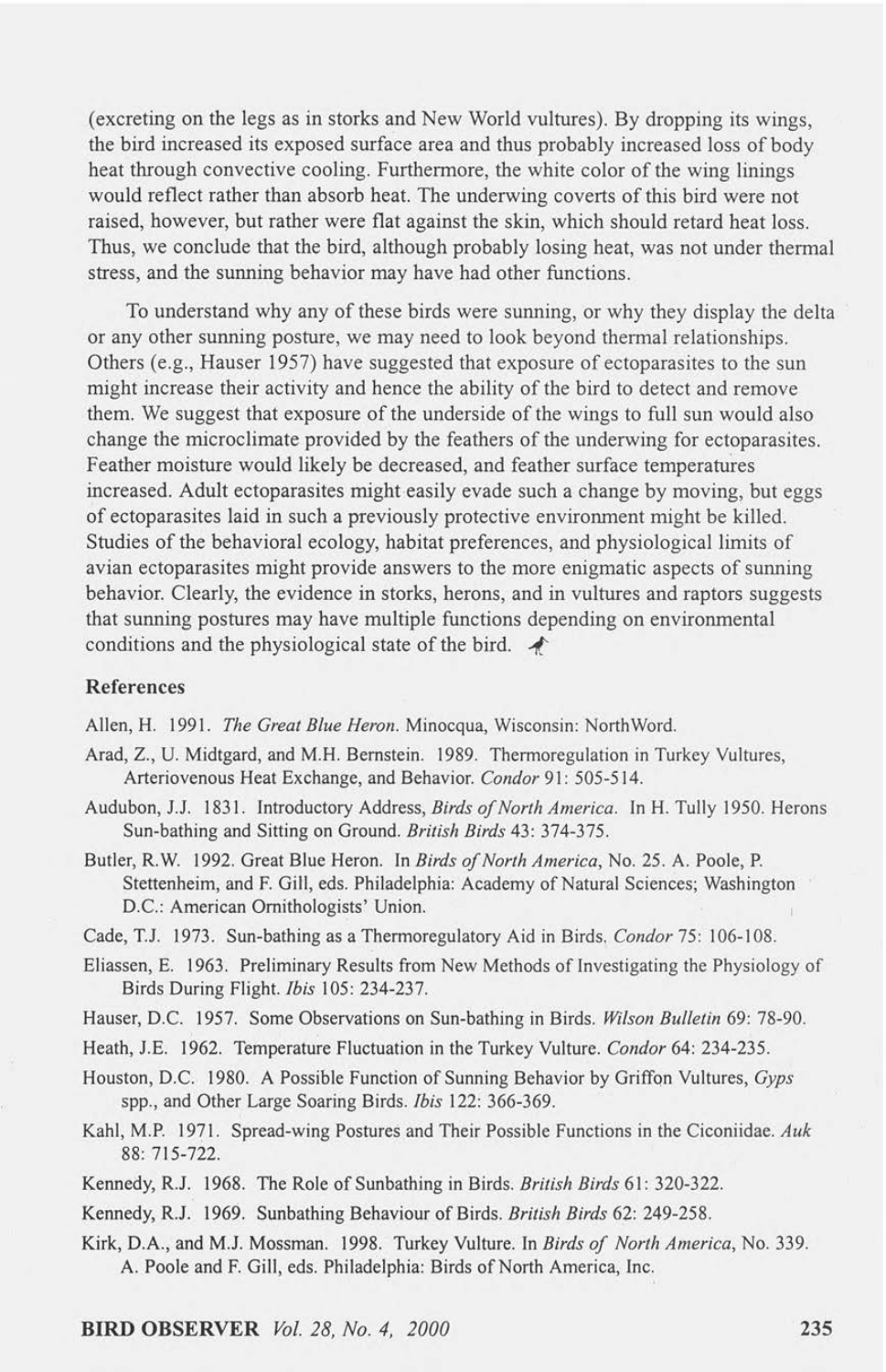(excreting on the legs as in storks and New World vultures). By dropping its wings, the bird increased its exposed surface area and thus probably increased loss of body heat through convective cooling. Furthermore, the white color of the wing linings would reflect rather than absorb heat. The underwing coverts of this bird were not raised, however, but rather were flat against the skin, which should retard heat loss. Thus, we conclude that the bird, although probably losing heat, was not under thermal stress, and the sunning behavior may have had other functions.

To understand why any of these birds were sunning, or why they display the delta or any other sunning posture, we may need to look beyond thermal relationships. Others (e.g., Hauser 1957) have suggested that exposure of ectoparasites to the sun might increase their activity and hence the ability of the bird to detect and remove them. We suggest that exposure of the underside of the wings to full sun would also change the microclimate provided by the feathers of the underwing for ectoparasites. Feather moisture would likely be decreased, and feather surface temperatures increased. Adult ectoparasites might easily evade such a change by moving, but eggs of ectoparasites laid in such a previously protective environment might be killed. Studies of the behavioral ecology, habitat preferences, and physiological limits of avian ectoparasites might provide answers to the more enigmatic aspects of sunning behavior. Clearly, the evidence in storks, herons, and in vultures and raptors suggests that sunning postures may have multiple functions depending on environmental conditions and the physiological state of the bird.

### References

Allen, H. 1991. *The Great Blue Heron.* Minocqua, Wisconsin: NorthWord.

Arad, Z., U. Midtgard, and M.H. Bernstein. 1989. Thermoregulation in Turkey Vultures, Arteriovenous Heat Exchange, and Behavior. *Condor* 91: 505-514.

Audubon, J.J. 1831. Introductory Address, *Birds of North America.* In H. Tully 1950. Herons Sun-bathing and Sitting on Ground. *British Birds* 43: 374-375.

Butler, R.W. 1992. Great Blue Heron. In *Birds of North America*, No. 25. A. Poole, P. Stettenheim, and F. Gill, eds. Philadelphia: Academy of Natural Sciences; Washington D.C.: American Ornithologists' Union.

Cade, T.J. 1973. Sun-bathing as a Thermoregulatory Aid in Birds. *Condor* 75: 106-108.

Eliassen, E. 1963. Preliminary Results from New Methods of Investigating the Physiology of Birds During Flight. *Ibis* 105: 234-237.

Hauser, D.C. 1957. Some Observations on Sun-bathing in Birds. *Wilson Bulletin* 69: 78-90.

Heath, J.E. 1962. Temperature Fluctuation in the Turkey Vulture. *Condor* 64: 234-235.

Houston, D.C. 1980. A Possible Function of Sunning Behavior by Griffon Vultures, *Gyps* spp., and Other Large Soaring Birds. *Ibis* 122: 366-369.

Kahl, M.P. 1971. Spread-wing Postures and Their Possible Functions in the Ciconiidae. *Auk* 88: 715-722.

Kennedy, R.J. 1968. The Role of Sunbathing in Birds. *British Birds* 61: 320-322.

Kennedy, R.J. 1969. Sunbathing Behaviour of Birds. *British Birds* 62: 249-258.

Kirk, D.A., and M.J. Mossman. 1998. Turkey Vulture. In *Birds of North America*, No. 339. A. Poole and F. Gill, eds. Philadelphia: Birds of North America, Inc.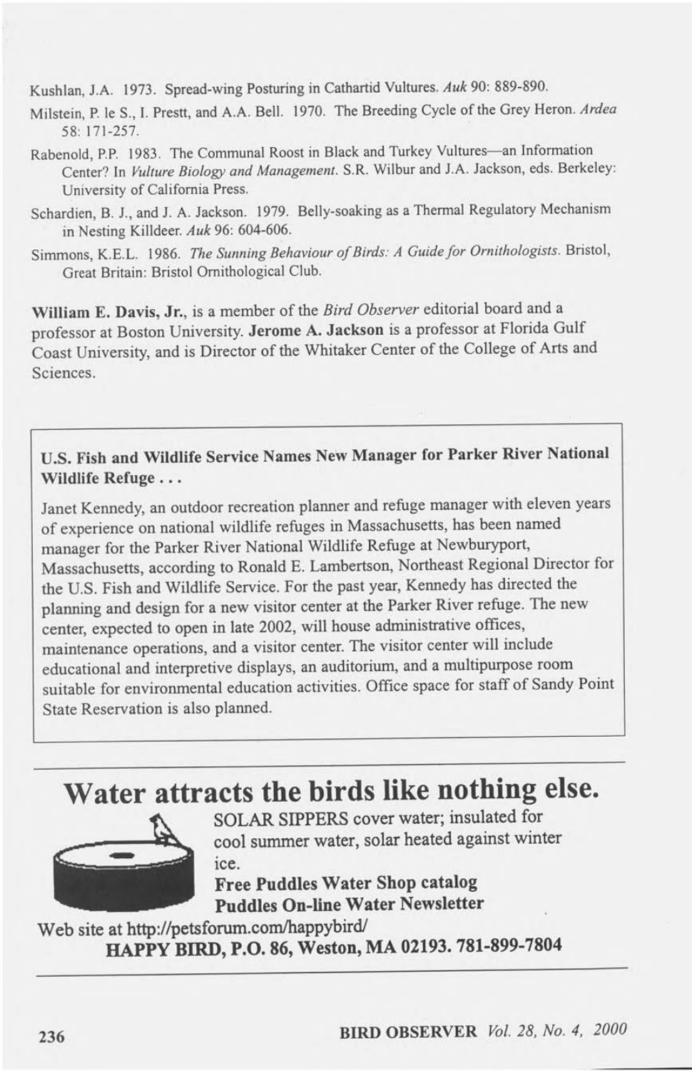Kushlan, J.A. 1973. Spread-wing Posturing in Cathartid Vultures. *Auk* 90: 889-890.

Milstein, P. le S., I. Prestt, and A.A. Bell. 1970. The Breeding Cycle of the Grey Heron. *Ardea* 58: 171-257.

Rabenold, P.P. 1983. The Communal Roost in Black and Turkey Vultures—an Information Center? In *Vulture Biology and Management*. S.R. Wilbur and J.A. Jackson, eds. Berkeley: University of California Press.

Schardien, B. J., and J. A. Jackson. 1979. Belly-soaking as a Thermal Regulatory Mechanism in Nesting Killdeer. *Auk* 96: 604-606.

Simmons, K.E.L. 1986. *The Sunning Behaviour of Birds: A Guide for Ornithologists*. Bristol, Great Britain: Bristol Ornithological Club.

**William E. Davis, Jr.**, is a member of the *Bird Observer* editorial board and a professor at Boston University. **Jerome A. Jackson** is a professor at Florida Gulf Coast University, and is Director of the Whitaker Center of the College of Arts and Sciences.

**U.S. Fish and Wildlife Service Names New Manager for Parker River National Wildlife Refuge . . .**

Janet Kennedy, an outdoor recreation planner and refuge manager with eleven years of experience on national wildlife refuges in Massachusetts, has been named manager for the Parker River National Wildlife Refuge at Newburyport, Massachusetts, according to Ronald E. Lambertson, Northeast Regional Director for the U.S. Fish and Wildlife Service. For the past year, Kennedy has directed the planning and design for a new visitor center at the Parker River refuge. The new center, expected to open in late 2002, will house administrative offices, maintenance operations, and a visitor center. The visitor center will include educational and interpretive displays, an auditorium, and a multipurpose room suitable for environmental education activities. Office space for staff of Sandy Point State Reservation is also planned.

# Water attracts the birds like nothing else.

SOLAR SIPPERS cover water; insulated for cool summer water, solar heated against winter ice.

**Free Puddles Water Shop catalog**

**Puddles On-line Water Newsletter**

Web site at http://petsforum.com/happybird/

**HAPPY BIRD, P.O. 86, Weston, MA 02193. 781-899-7804**